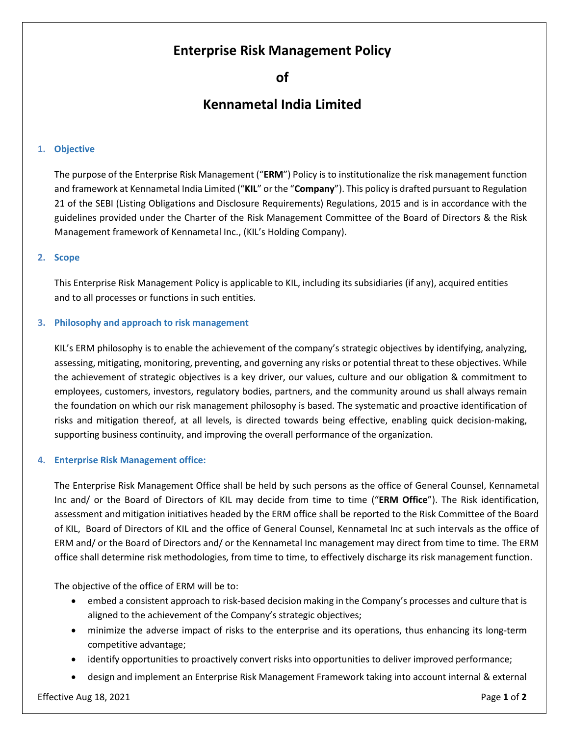# Enterprise Risk Management Policy

# of

# Kennametal India Limited

## 1. Objective

The purpose of the Enterprise Risk Management ("**ERM**") Policy is to institutionalize the risk management function and framework at Kennametal India Limited ("**KIL**" or the "**Company**"). This policy is drafted pursuant to Regulation 21 of the SEBI (Listing Obligations and Disclosure Requirements) Regulations, 2015 and is in accordance with the guidelines provided under the Charter of the Risk Management Committee of the Board of Directors & the Risk Management framework of Kennametal Inc., (KIL's Holding Company).

## 2. Scope

This Enterprise Risk Management Policy is applicable to KIL, including its subsidiaries (if any), acquired entities and to all processes or functions in such entities.

## 3. Philosophy and approach to risk management

KIL's ERM philosophy is to enable the achievement of the company's strategic objectives by identifying, analyzing, assessing, mitigating, monitoring, preventing, and governing any risks or potential threat to these objectives. While the achievement of strategic objectives is a key driver, our values, culture and our obligation & commitment to employees, customers, investors, regulatory bodies, partners, and the community around us shall always remain the foundation on which our risk management philosophy is based. The systematic and proactive identification of risks and mitigation thereof, at all levels, is directed towards being effective, enabling quick decision-making, supporting business continuity, and improving the overall performance of the organization.

## 4. Enterprise Risk Management office:

The Enterprise Risk Management Office shall be held by such persons as the office of General Counsel, Kennametal Inc and/ or the Board of Directors of KIL may decide from time to time ("**ERM Office**"). The Risk identification, assessment and mitigation initiatives headed by the ERM office shall be reported to the Risk Committee of the Board of KIL, Board of Directors of KIL and the office of General Counsel, Kennametal Inc at such intervals as the office of ERM and/ or the Board of Directors and/ or the Kennametal Inc management may direct from time to time. The ERM office shall determine risk methodologies, from time to time, to effectively discharge its risk management function.

The objective of the office of ERM will be to:

- embed a consistent approach to risk-based decision making in the Company's processes and culture that is aligned to the achievement of the Company's strategic objectives;
- minimize the adverse impact of risks to the enterprise and its operations, thus enhancing its long-term competitive advantage;
- identify opportunities to proactively convert risks into opportunities to deliver improved performance;
- design and implement an Enterprise Risk Management Framework taking into account internal & external

Effective Aug 18, 2021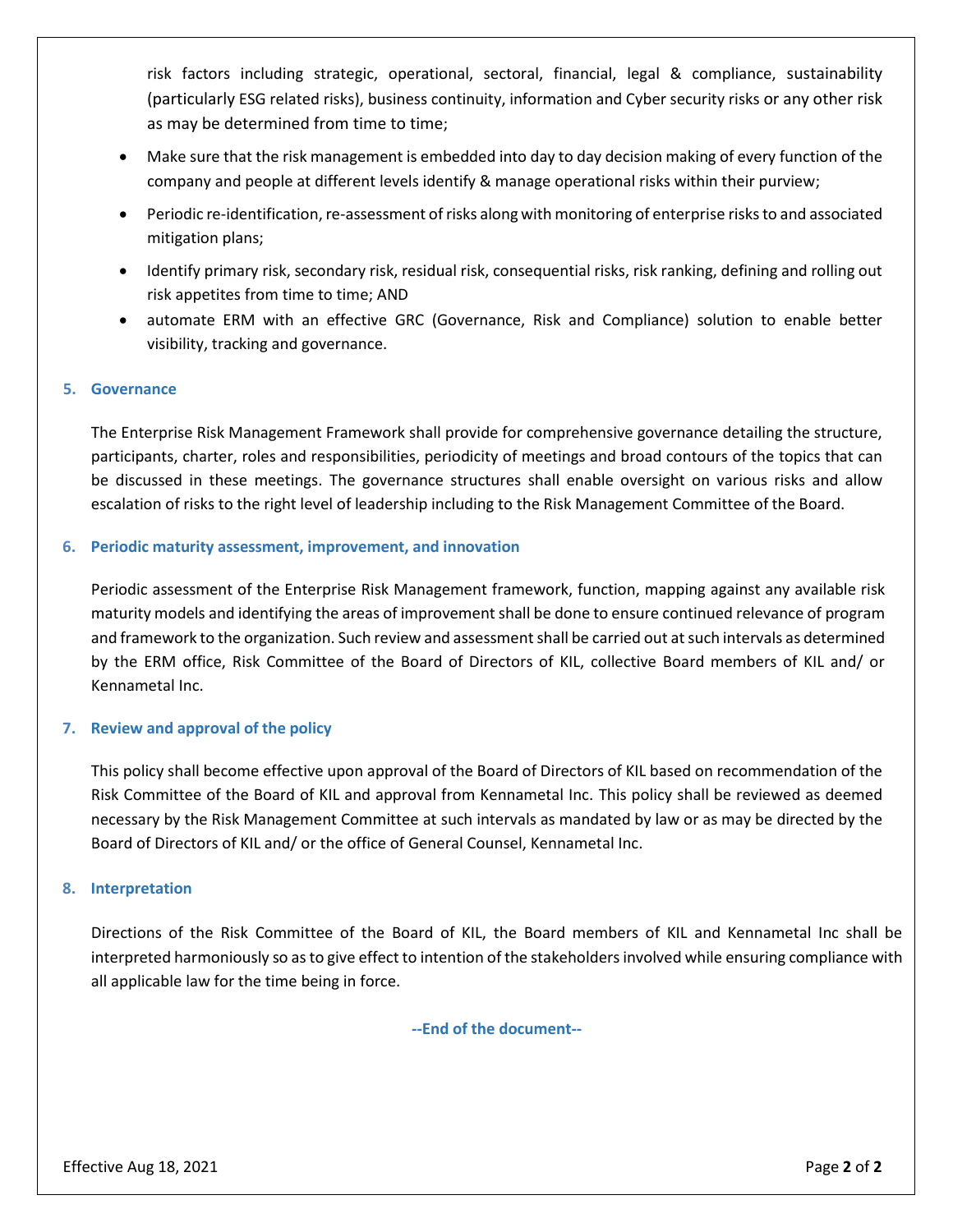risk factors including strategic, operational, sectoral, financial, legal & compliance, sustainability (particularly ESG related risks), business continuity, information and Cyber security risks or any other risk as may be determined from time to time;

- Make sure that the risk management is embedded into day to day decision making of every function of the company and people at different levels identify & manage operational risks within their purview;
- Periodic re-identification, re-assessment of risks along with monitoring of enterprise risks to and associated mitigation plans;
- Identify primary risk, secondary risk, residual risk, consequential risks, risk ranking, defining and rolling out risk appetites from time to time; AND
- automate ERM with an effective GRC (Governance, Risk and Compliance) solution to enable better visibility, tracking and governance.

## 5. Governance

The Enterprise Risk Management Framework shall provide for comprehensive governance detailing the structure, participants, charter, roles and responsibilities, periodicity of meetings and broad contours of the topics that can be discussed in these meetings. The governance structures shall enable oversight on various risks and allow escalation of risks to the right level of leadership including to the Risk Management Committee of the Board.

## 6. Periodic maturity assessment, improvement, and innovation

Periodic assessment of the Enterprise Risk Management framework, function, mapping against any available risk maturity models and identifying the areas of improvement shall be done to ensure continued relevance of program and framework to the organization. Such review and assessment shall be carried out at such intervals as determined by the ERM office, Risk Committee of the Board of Directors of KIL, collective Board members of KIL and/ or Kennametal Inc.

## 7. Review and approval of the policy

This policy shall become effective upon approval of the Board of Directors of KIL based on recommendation of the Risk Committee of the Board of KIL and approval from Kennametal Inc. This policy shall be reviewed as deemed necessary by the Risk Management Committee at such intervals as mandated by law or as may be directed by the Board of Directors of KIL and/ or the office of General Counsel, Kennametal Inc.

## 8. Interpretation

Directions of the Risk Committee of the Board of KIL, the Board members of KIL and Kennametal Inc shall be interpreted harmoniously so as to give effect to intention of the stakeholders involved while ensuring compliance with all applicable law for the time being in force.

**--End of the document--**

Effective Aug 18, 2021